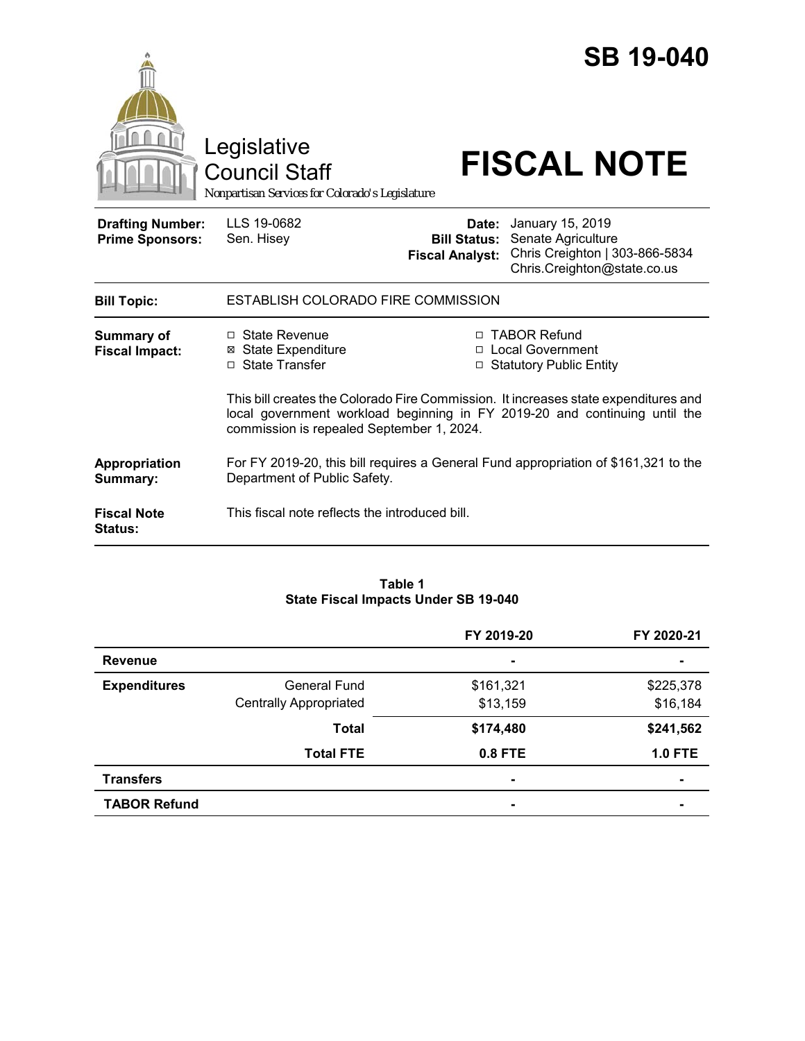# SB 19-040

Legislative Council Staff

*Nonpartisan Services for Colorado's Legislature*

# FISCAL NOTE

| | | | |
|---|---|---|---|
| **Drafting Number:** | LLS 19-0682 | **Date:** | January 15, 2019 |
| **Prime Sponsors:** | Sen. Hisey | **Bill Status:** | Senate Agriculture |
| | | **Fiscal Analyst:** | Chris Creighton \| 303-866-5834<br>Chris.Creighton@state.co.us |

| | |
|---|---|
| **Bill Topic:** | ESTABLISH COLORADO FIRE COMMISSION |
| **Summary of Fiscal Impact:** | ☐ State Revenue ☒ State Expenditure ☐ State Transfer ☐ TABOR Refund ☐ Local Government ☐ Statutory Public Entity<br><br>This bill creates the Colorado Fire Commission. It increases state expenditures and local government workload beginning in FY 2019-20 and continuing until the commission is repealed September 1, 2024. |
| **Appropriation Summary:** | For FY 2019-20, this bill requires a General Fund appropriation of $161,321 to the Department of Public Safety. |
| **Fiscal Note Status:** | This fiscal note reflects the introduced bill. |

**Table 1**
**State Fiscal Impacts Under SB 19-040**

| | | FY 2019-20 | FY 2020-21 |
|---|---|---|---|
| **Revenue** | | - | - |
| **Expenditures** | General Fund | $161,321 | $225,378 |
| | Centrally Appropriated | $13,159 | $16,184 |
| | **Total** | **$174,480** | **$241,562** |
| | **Total FTE** | **0.8 FTE** | **1.0 FTE** |
| **Transfers** | | - | - |
| **TABOR Refund** | | - | - |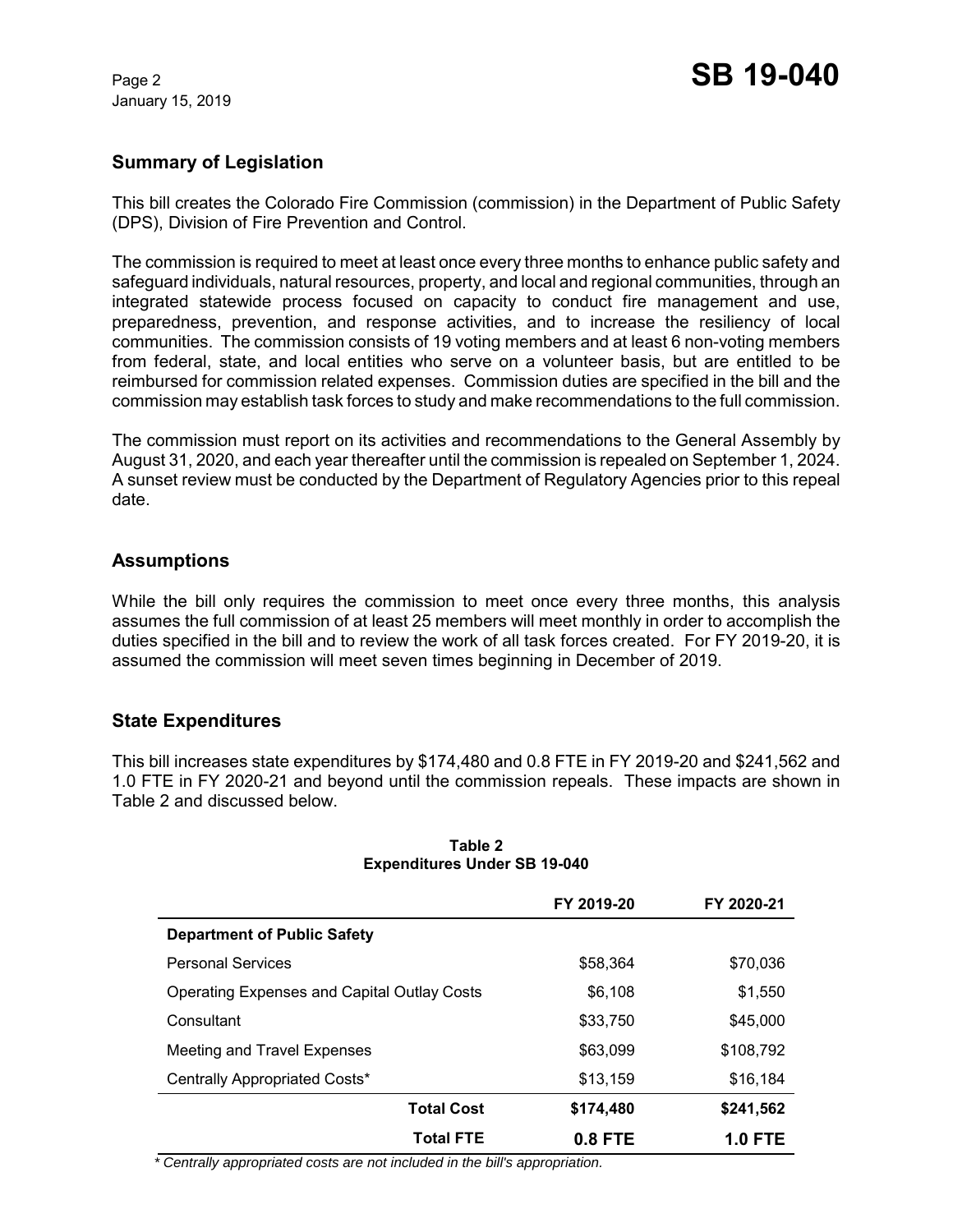## Summary of Legislation

This bill creates the Colorado Fire Commission (commission) in the Department of Public Safety (DPS), Division of Fire Prevention and Control.

The commission is required to meet at least once every three months to enhance public safety and safeguard individuals, natural resources, property, and local and regional communities, through an integrated statewide process focused on capacity to conduct fire management and use, preparedness, prevention, and response activities, and to increase the resiliency of local communities. The commission consists of 19 voting members and at least 6 non-voting members from federal, state, and local entities who serve on a volunteer basis, but are entitled to be reimbursed for commission related expenses. Commission duties are specified in the bill and the commission may establish task forces to study and make recommendations to the full commission.

The commission must report on its activities and recommendations to the General Assembly by August 31, 2020, and each year thereafter until the commission is repealed on September 1, 2024. A sunset review must be conducted by the Department of Regulatory Agencies prior to this repeal date.

## Assumptions

While the bill only requires the commission to meet once every three months, this analysis assumes the full commission of at least 25 members will meet monthly in order to accomplish the duties specified in the bill and to review the work of all task forces created. For FY 2019-20, it is assumed the commission will meet seven times beginning in December of 2019.

## State Expenditures

This bill increases state expenditures by $174,480 and 0.8 FTE in FY 2019-20 and $241,562 and 1.0 FTE in FY 2020-21 and beyond until the commission repeals. These impacts are shown in Table 2 and discussed below.

**Table 2**
**Expenditures Under SB 19-040**

| | FY 2019-20 | FY 2020-21 |
|---|---|---|
| **Department of Public Safety** | | |
| Personal Services | $58,364 | $70,036 |
| Operating Expenses and Capital Outlay Costs | $6,108 | $1,550 |
| Consultant | $33,750 | $45,000 |
| Meeting and Travel Expenses | $63,099 | $108,792 |
| Centrally Appropriated Costs* | $13,159 | $16,184 |
| **Total Cost** | **$174,480** | **$241,562** |
| **Total FTE** | **0.8 FTE** | **1.0 FTE** |

*\* Centrally appropriated costs are not included in the bill's appropriation.*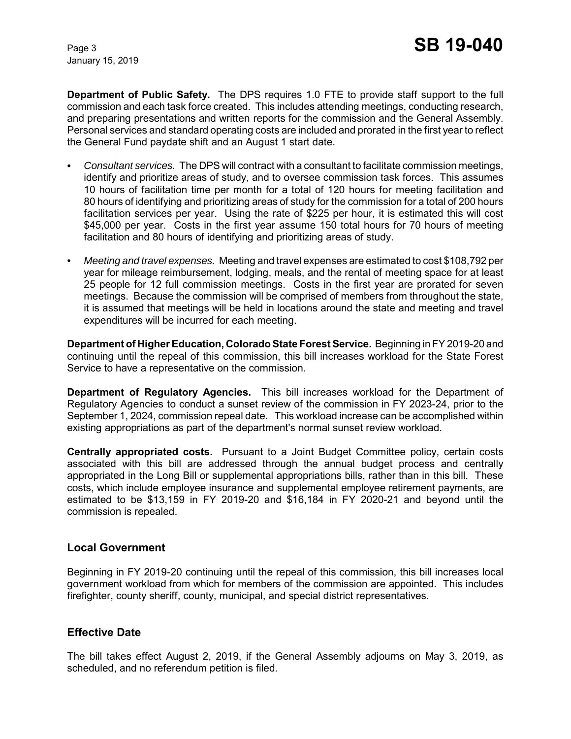**Department of Public Safety.** The DPS requires 1.0 FTE to provide staff support to the full commission and each task force created. This includes attending meetings, conducting research, and preparing presentations and written reports for the commission and the General Assembly. Personal services and standard operating costs are included and prorated in the first year to reflect the General Fund paydate shift and an August 1 start date.

- *Consultant services.* The DPS will contract with a consultant to facilitate commission meetings, identify and prioritize areas of study, and to oversee commission task forces. This assumes 10 hours of facilitation time per month for a total of 120 hours for meeting facilitation and 80 hours of identifying and prioritizing areas of study for the commission for a total of 200 hours facilitation services per year. Using the rate of $225 per hour, it is estimated this will cost $45,000 per year. Costs in the first year assume 150 total hours for 70 hours of meeting facilitation and 80 hours of identifying and prioritizing areas of study.
- *Meeting and travel expenses.* Meeting and travel expenses are estimated to cost $108,792 per year for mileage reimbursement, lodging, meals, and the rental of meeting space for at least 25 people for 12 full commission meetings. Costs in the first year are prorated for seven meetings. Because the commission will be comprised of members from throughout the state, it is assumed that meetings will be held in locations around the state and meeting and travel expenditures will be incurred for each meeting.

**Department of Higher Education, Colorado State Forest Service.** Beginning in FY 2019-20 and continuing until the repeal of this commission, this bill increases workload for the State Forest Service to have a representative on the commission.

**Department of Regulatory Agencies.** This bill increases workload for the Department of Regulatory Agencies to conduct a sunset review of the commission in FY 2023-24, prior to the September 1, 2024, commission repeal date. This workload increase can be accomplished within existing appropriations as part of the department's normal sunset review workload.

**Centrally appropriated costs.** Pursuant to a Joint Budget Committee policy, certain costs associated with this bill are addressed through the annual budget process and centrally appropriated in the Long Bill or supplemental appropriations bills, rather than in this bill. These costs, which include employee insurance and supplemental employee retirement payments, are estimated to be $13,159 in FY 2019-20 and $16,184 in FY 2020-21 and beyond until the commission is repealed.

## Local Government

Beginning in FY 2019-20 continuing until the repeal of this commission, this bill increases local government workload from which for members of the commission are appointed. This includes firefighter, county sheriff, county, municipal, and special district representatives.

## Effective Date

The bill takes effect August 2, 2019, if the General Assembly adjourns on May 3, 2019, as scheduled, and no referendum petition is filed.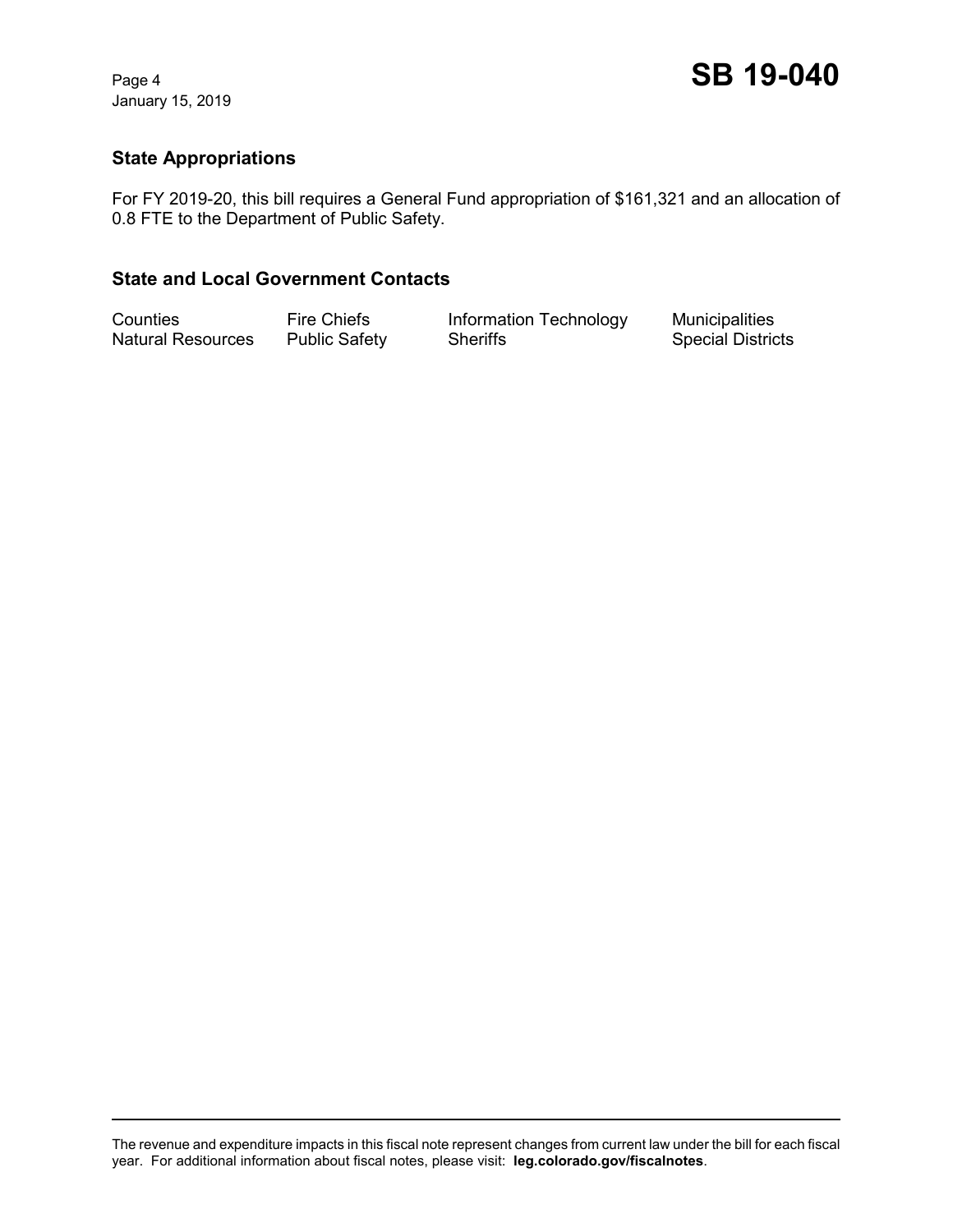## State Appropriations

For FY 2019-20, this bill requires a General Fund appropriation of $161,321 and an allocation of 0.8 FTE to the Department of Public Safety.

## State and Local Government Contacts

| | | | |
|---|---|---|---|
| Counties | Fire Chiefs | Information Technology | Municipalities |
| Natural Resources | Public Safety | Sheriffs | Special Districts |

The revenue and expenditure impacts in this fiscal note represent changes from current law under the bill for each fiscal year. For additional information about fiscal notes, please visit: **leg.colorado.gov/fiscalnotes**.